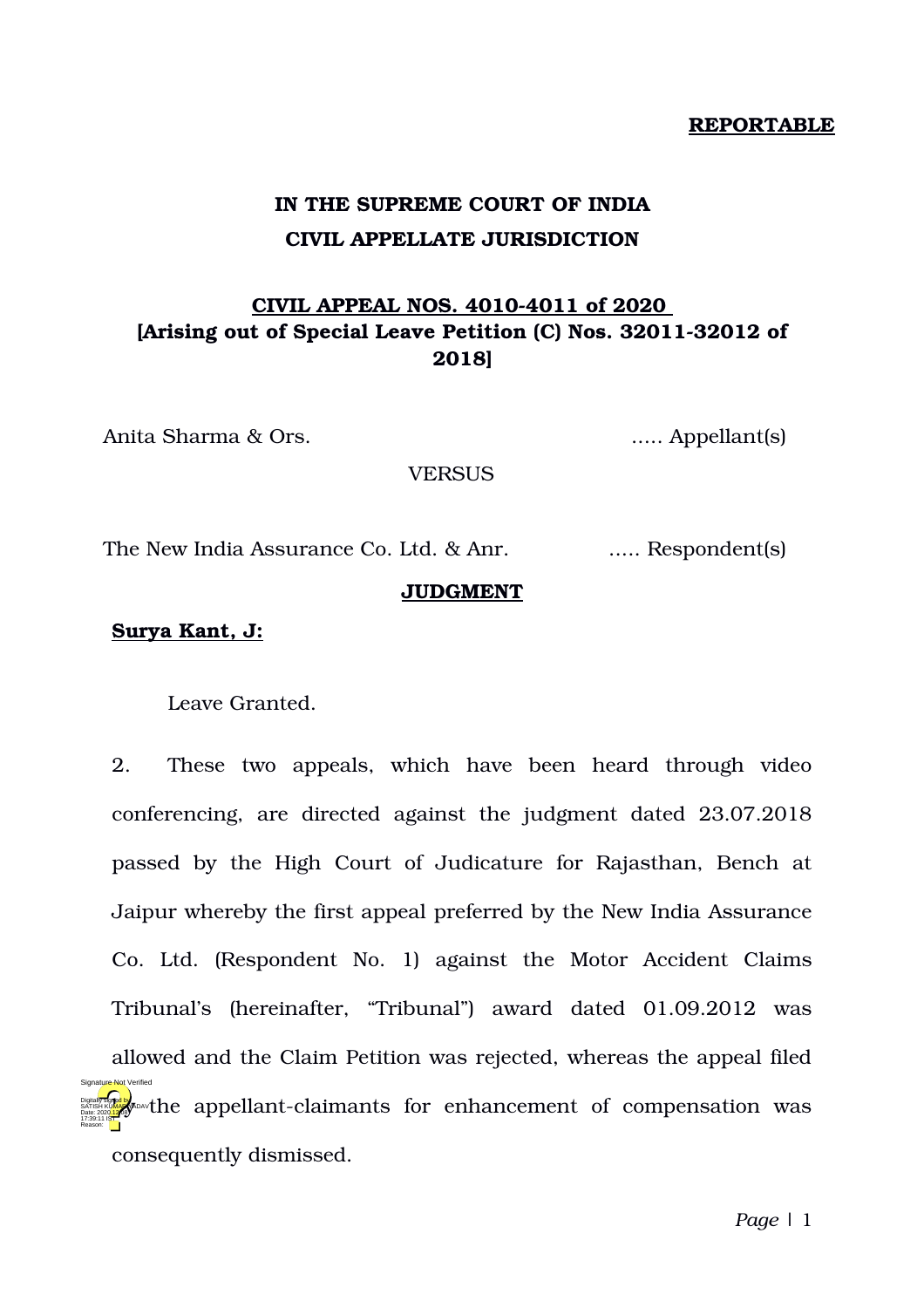**REPORTABLE**

**IN THE SUPREME COURT OF INDIA**
**CIVIL APPELLATE JURISDICTION**

**CIVIL APPEAL NOS. 4010-4011 of 2020**
**[Arising out of Special Leave Petition (C) Nos. 32011-32012 of 2018]**

Anita Sharma & Ors. ..... Appellant(s)

VERSUS

The New India Assurance Co. Ltd. & Anr. ..... Respondent(s)

**JUDGMENT**

**Surya Kant, J:**

Leave Granted.

2. These two appeals, which have been heard through video conferencing, are directed against the judgment dated 23.07.2018 passed by the High Court of Judicature for Rajasthan, Bench at Jaipur whereby the first appeal preferred by the New India Assurance Co. Ltd. (Respondent No. 1) against the Motor Accident Claims Tribunal's (hereinafter, "Tribunal") award dated 01.09.2012 was allowed and the Claim Petition was rejected, whereas the appeal filed by the appellant-claimants for enhancement of compensation was consequently dismissed.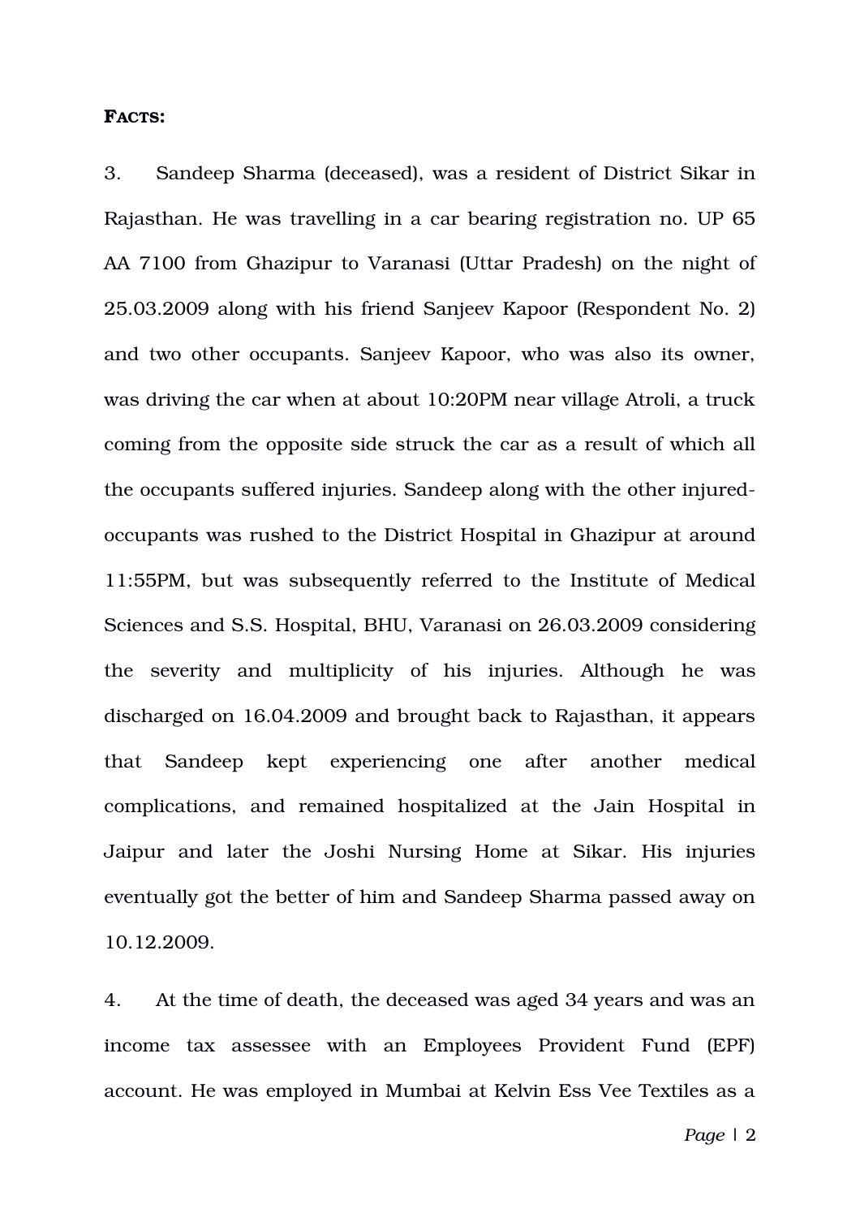**FACTS:**

3. Sandeep Sharma (deceased), was a resident of District Sikar in Rajasthan. He was travelling in a car bearing registration no. UP 65 AA 7100 from Ghazipur to Varanasi (Uttar Pradesh) on the night of 25.03.2009 along with his friend Sanjeev Kapoor (Respondent No. 2) and two other occupants. Sanjeev Kapoor, who was also its owner, was driving the car when at about 10:20PM near village Atroli, a truck coming from the opposite side struck the car as a result of which all the occupants suffered injuries. Sandeep along with the other injured-occupants was rushed to the District Hospital in Ghazipur at around 11:55PM, but was subsequently referred to the Institute of Medical Sciences and S.S. Hospital, BHU, Varanasi on 26.03.2009 considering the severity and multiplicity of his injuries. Although he was discharged on 16.04.2009 and brought back to Rajasthan, it appears that Sandeep kept experiencing one after another medical complications, and remained hospitalized at the Jain Hospital in Jaipur and later the Joshi Nursing Home at Sikar. His injuries eventually got the better of him and Sandeep Sharma passed away on 10.12.2009.

4. At the time of death, the deceased was aged 34 years and was an income tax assessee with an Employees Provident Fund (EPF) account. He was employed in Mumbai at Kelvin Ess Vee Textiles as a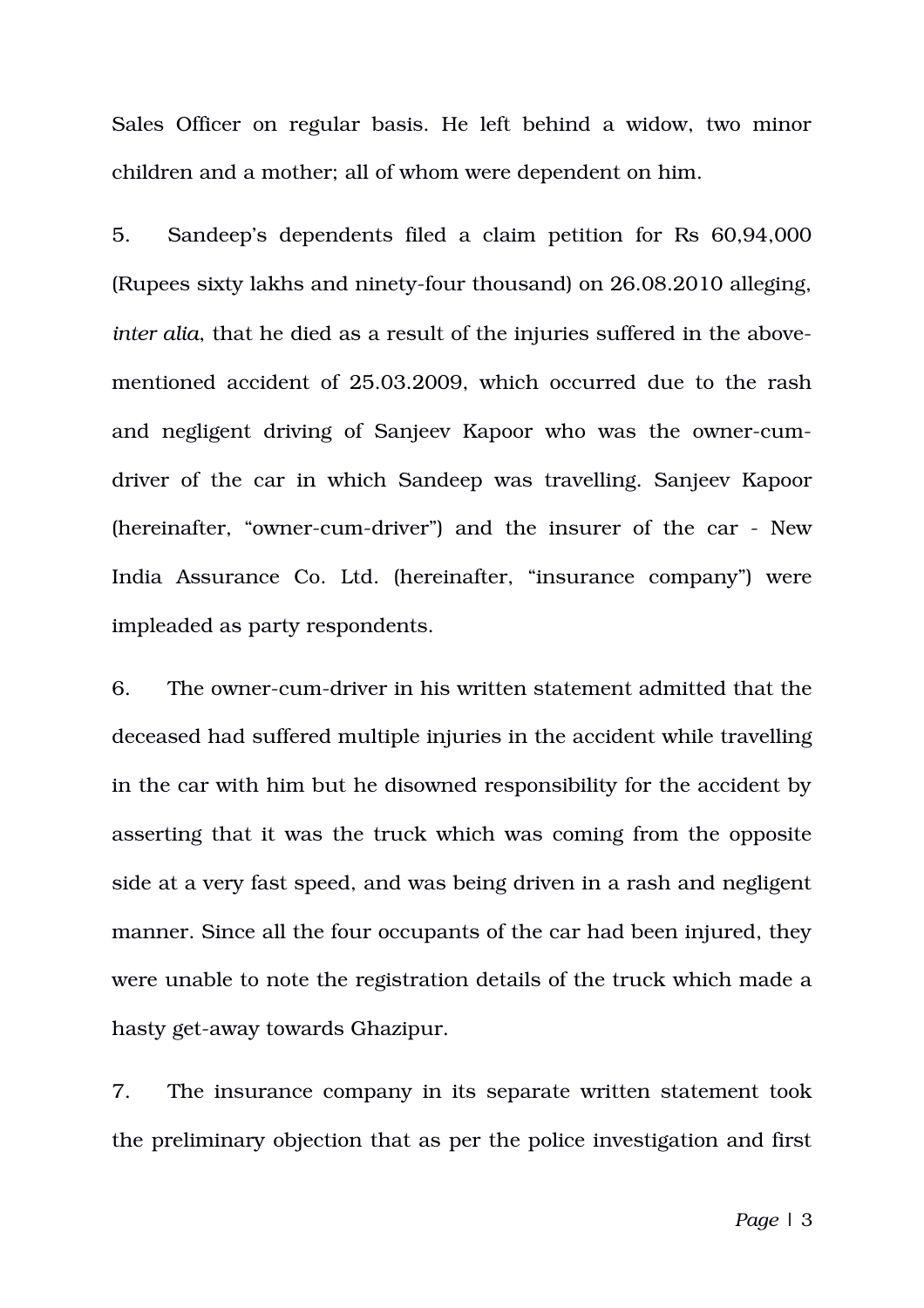Sales Officer on regular basis. He left behind a widow, two minor children and a mother; all of whom were dependent on him.

5. Sandeep's dependents filed a claim petition for Rs 60,94,000 (Rupees sixty lakhs and ninety-four thousand) on 26.08.2010 alleging, *inter alia*, that he died as a result of the injuries suffered in the above-mentioned accident of 25.03.2009, which occurred due to the rash and negligent driving of Sanjeev Kapoor who was the owner-cum-driver of the car in which Sandeep was travelling. Sanjeev Kapoor (hereinafter, "owner-cum-driver") and the insurer of the car - New India Assurance Co. Ltd. (hereinafter, "insurance company") were impleaded as party respondents.

6. The owner-cum-driver in his written statement admitted that the deceased had suffered multiple injuries in the accident while travelling in the car with him but he disowned responsibility for the accident by asserting that it was the truck which was coming from the opposite side at a very fast speed, and was being driven in a rash and negligent manner. Since all the four occupants of the car had been injured, they were unable to note the registration details of the truck which made a hasty get-away towards Ghazipur.

7. The insurance company in its separate written statement took the preliminary objection that as per the police investigation and first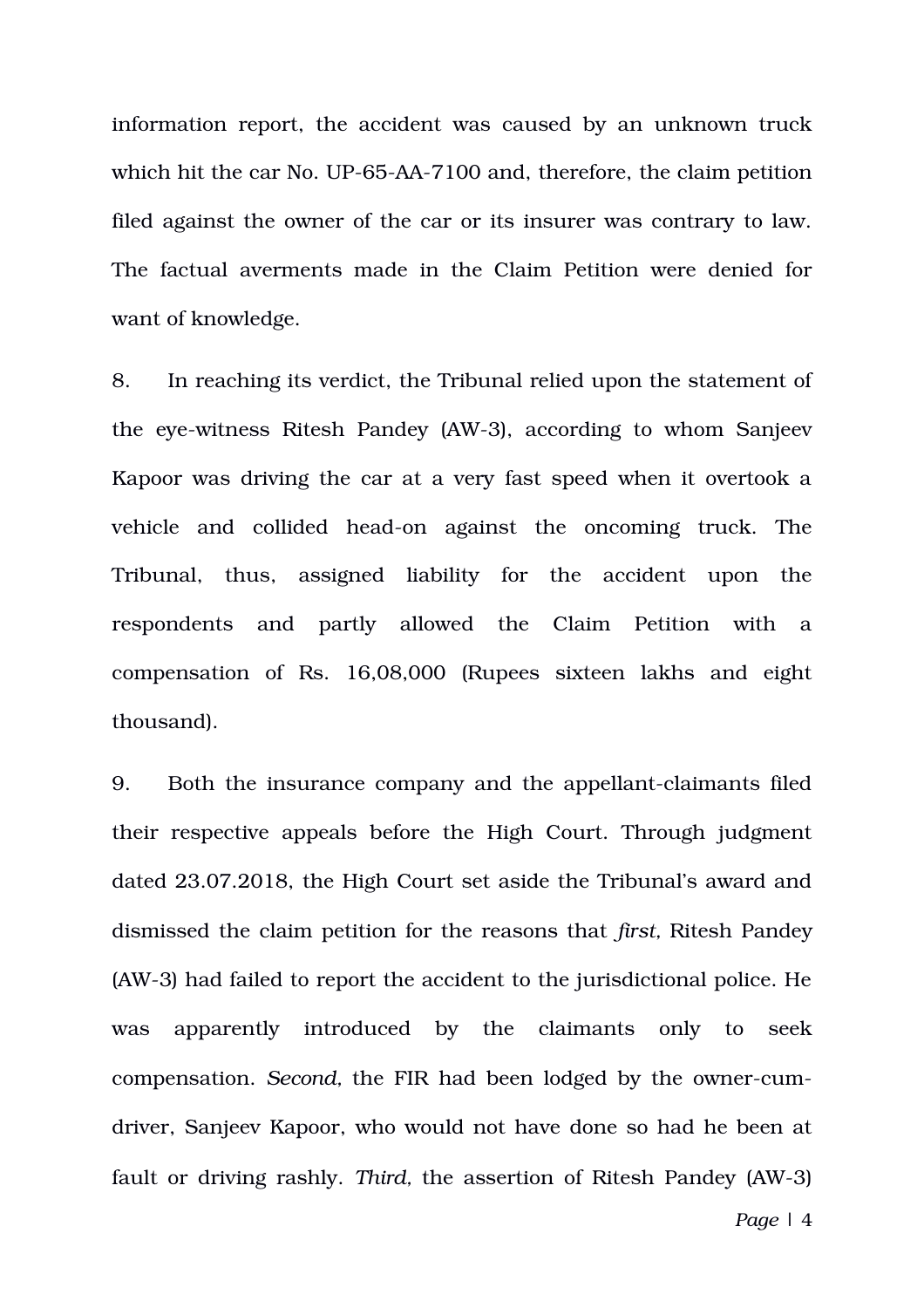information report, the accident was caused by an unknown truck which hit the car No. UP-65-AA-7100 and, therefore, the claim petition filed against the owner of the car or its insurer was contrary to law. The factual averments made in the Claim Petition were denied for want of knowledge.

8. In reaching its verdict, the Tribunal relied upon the statement of the eye-witness Ritesh Pandey (AW-3), according to whom Sanjeev Kapoor was driving the car at a very fast speed when it overtook a vehicle and collided head-on against the oncoming truck. The Tribunal, thus, assigned liability for the accident upon the respondents and partly allowed the Claim Petition with a compensation of Rs. 16,08,000 (Rupees sixteen lakhs and eight thousand).

9. Both the insurance company and the appellant-claimants filed their respective appeals before the High Court. Through judgment dated 23.07.2018, the High Court set aside the Tribunal's award and dismissed the claim petition for the reasons that *first,* Ritesh Pandey (AW-3) had failed to report the accident to the jurisdictional police. He was apparently introduced by the claimants only to seek compensation. *Second,* the FIR had been lodged by the owner-cum-driver, Sanjeev Kapoor, who would not have done so had he been at fault or driving rashly. *Third,* the assertion of Ritesh Pandey (AW-3)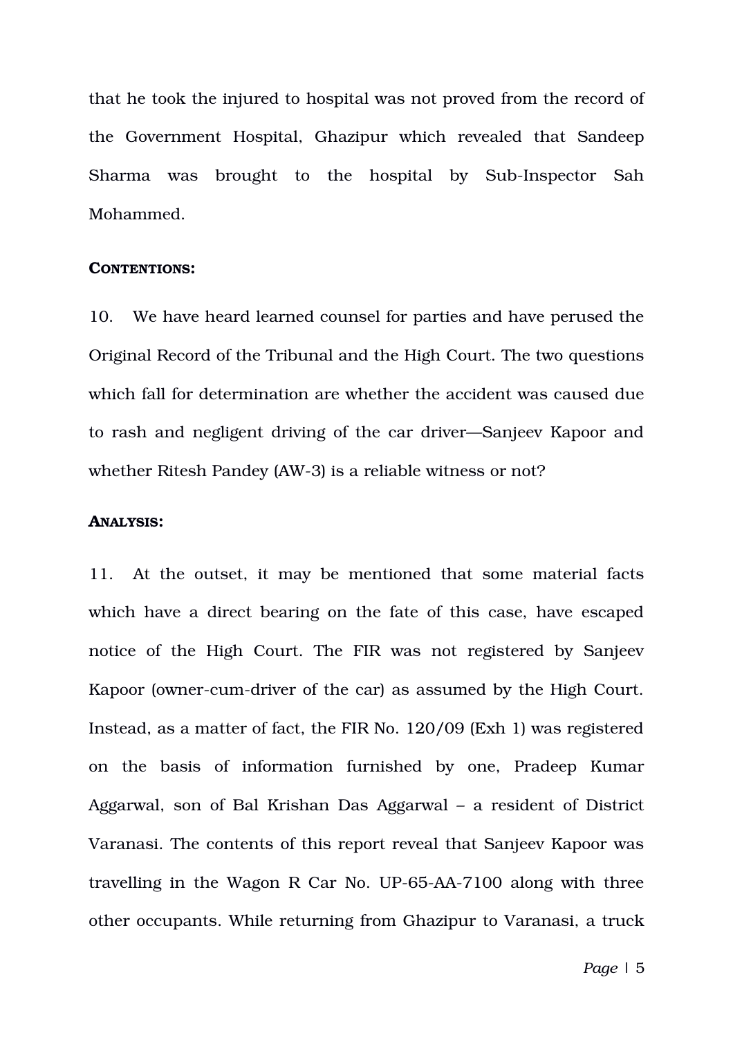that he took the injured to hospital was not proved from the record of the Government Hospital, Ghazipur which revealed that Sandeep Sharma was brought to the hospital by Sub-Inspector Sah Mohammed.

**CONTENTIONS:**

10. We have heard learned counsel for parties and have perused the Original Record of the Tribunal and the High Court. The two questions which fall for determination are whether the accident was caused due to rash and negligent driving of the car driver—Sanjeev Kapoor and whether Ritesh Pandey (AW-3) is a reliable witness or not?

**ANALYSIS:**

11. At the outset, it may be mentioned that some material facts which have a direct bearing on the fate of this case, have escaped notice of the High Court. The FIR was not registered by Sanjeev Kapoor (owner-cum-driver of the car) as assumed by the High Court. Instead, as a matter of fact, the FIR No. 120/09 (Exh 1) was registered on the basis of information furnished by one, Pradeep Kumar Aggarwal, son of Bal Krishan Das Aggarwal – a resident of District Varanasi. The contents of this report reveal that Sanjeev Kapoor was travelling in the Wagon R Car No. UP-65-AA-7100 along with three other occupants. While returning from Ghazipur to Varanasi, a truck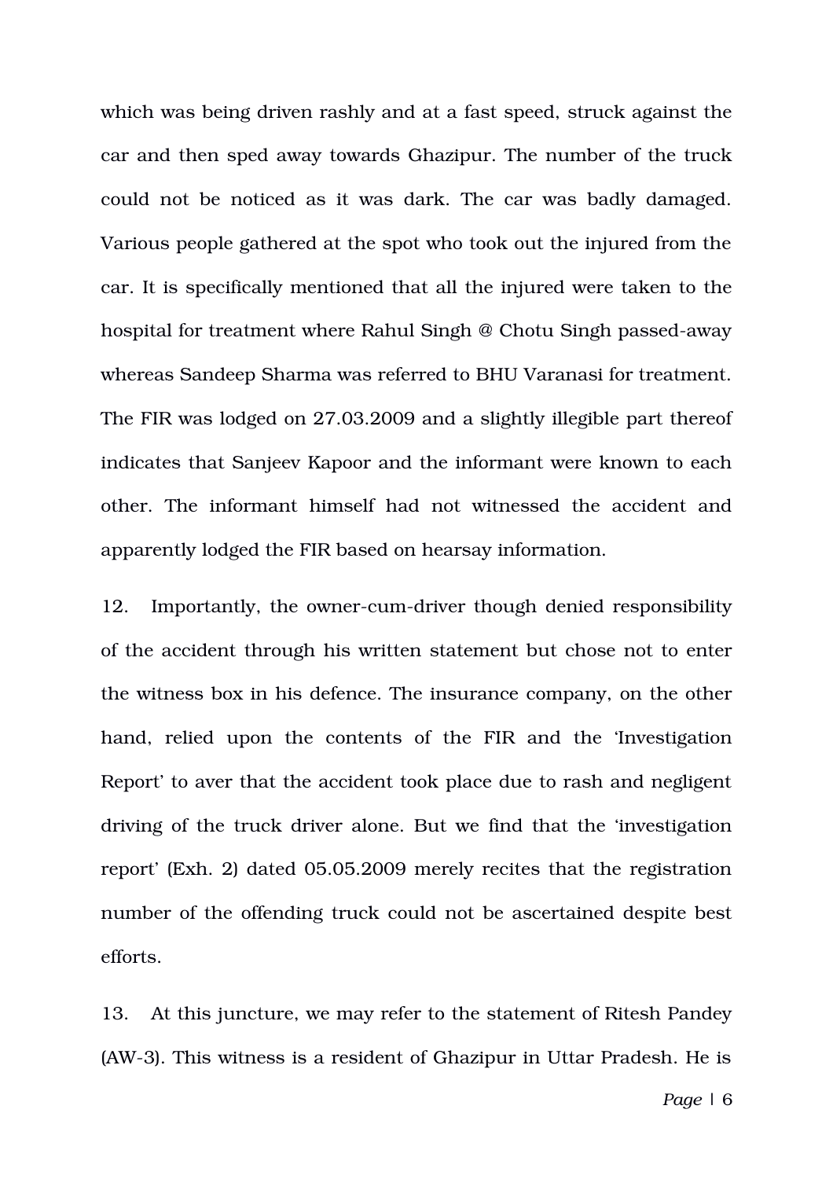which was being driven rashly and at a fast speed, struck against the car and then sped away towards Ghazipur. The number of the truck could not be noticed as it was dark. The car was badly damaged. Various people gathered at the spot who took out the injured from the car. It is specifically mentioned that all the injured were taken to the hospital for treatment where Rahul Singh @ Chotu Singh passed-away whereas Sandeep Sharma was referred to BHU Varanasi for treatment. The FIR was lodged on 27.03.2009 and a slightly illegible part thereof indicates that Sanjeev Kapoor and the informant were known to each other. The informant himself had not witnessed the accident and apparently lodged the FIR based on hearsay information.

12. Importantly, the owner-cum-driver though denied responsibility of the accident through his written statement but chose not to enter the witness box in his defence. The insurance company, on the other hand, relied upon the contents of the FIR and the 'Investigation Report' to aver that the accident took place due to rash and negligent driving of the truck driver alone. But we find that the 'investigation report' (Exh. 2) dated 05.05.2009 merely recites that the registration number of the offending truck could not be ascertained despite best efforts.

13. At this juncture, we may refer to the statement of Ritesh Pandey (AW-3). This witness is a resident of Ghazipur in Uttar Pradesh. He is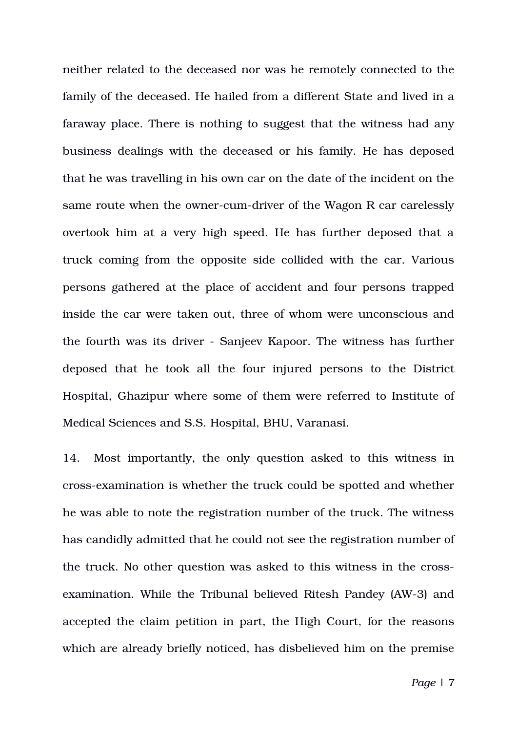neither related to the deceased nor was he remotely connected to the family of the deceased. He hailed from a different State and lived in a faraway place. There is nothing to suggest that the witness had any business dealings with the deceased or his family. He has deposed that he was travelling in his own car on the date of the incident on the same route when the owner-cum-driver of the Wagon R car carelessly overtook him at a very high speed. He has further deposed that a truck coming from the opposite side collided with the car. Various persons gathered at the place of accident and four persons trapped inside the car were taken out, three of whom were unconscious and the fourth was its driver - Sanjeev Kapoor. The witness has further deposed that he took all the four injured persons to the District Hospital, Ghazipur where some of them were referred to Institute of Medical Sciences and S.S. Hospital, BHU, Varanasi.

14. Most importantly, the only question asked to this witness in cross-examination is whether the truck could be spotted and whether he was able to note the registration number of the truck. The witness has candidly admitted that he could not see the registration number of the truck. No other question was asked to this witness in the cross-examination. While the Tribunal believed Ritesh Pandey (AW-3) and accepted the claim petition in part, the High Court, for the reasons which are already briefly noticed, has disbelieved him on the premise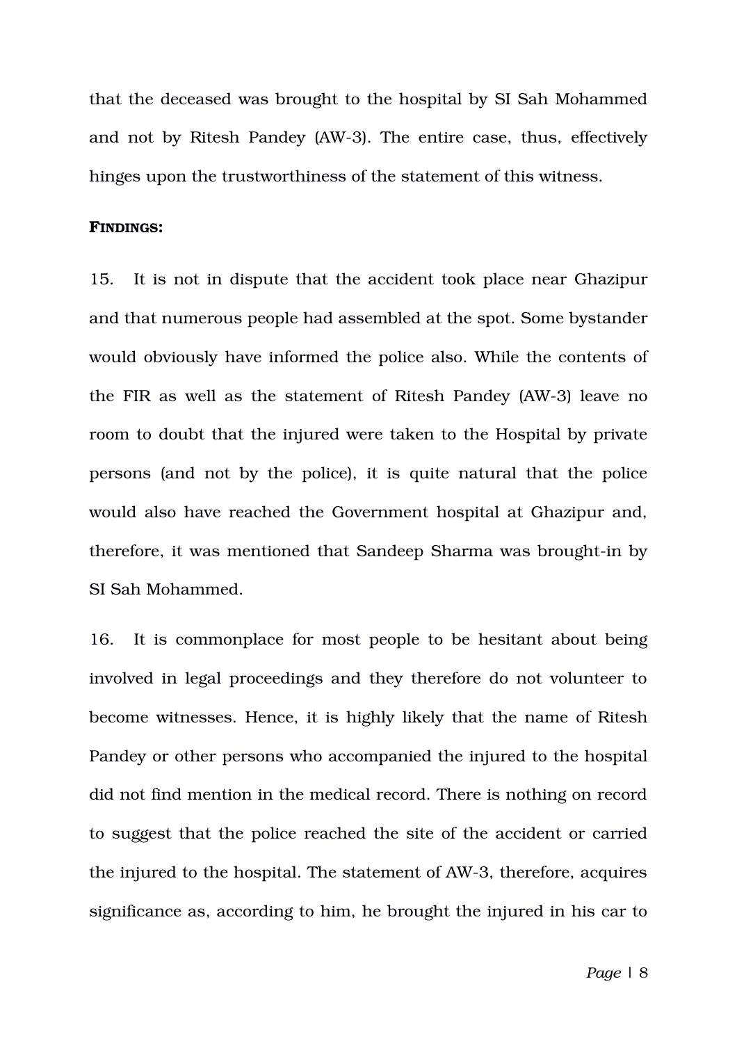that the deceased was brought to the hospital by SI Sah Mohammed and not by Ritesh Pandey (AW-3). The entire case, thus, effectively hinges upon the trustworthiness of the statement of this witness.

**FINDINGS:**

15. It is not in dispute that the accident took place near Ghazipur and that numerous people had assembled at the spot. Some bystander would obviously have informed the police also. While the contents of the FIR as well as the statement of Ritesh Pandey (AW-3) leave no room to doubt that the injured were taken to the Hospital by private persons (and not by the police), it is quite natural that the police would also have reached the Government hospital at Ghazipur and, therefore, it was mentioned that Sandeep Sharma was brought-in by SI Sah Mohammed.

16. It is commonplace for most people to be hesitant about being involved in legal proceedings and they therefore do not volunteer to become witnesses. Hence, it is highly likely that the name of Ritesh Pandey or other persons who accompanied the injured to the hospital did not find mention in the medical record. There is nothing on record to suggest that the police reached the site of the accident or carried the injured to the hospital. The statement of AW-3, therefore, acquires significance as, according to him, he brought the injured in his car to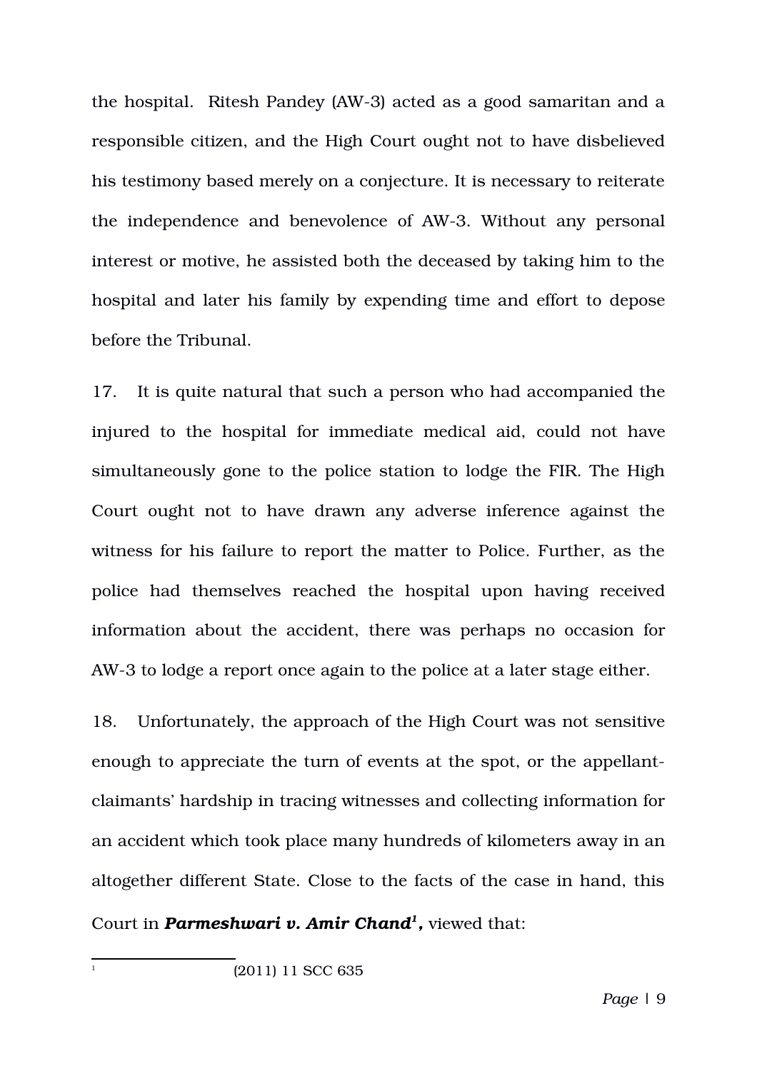the hospital. Ritesh Pandey (AW-3) acted as a good samaritan and a responsible citizen, and the High Court ought not to have disbelieved his testimony based merely on a conjecture. It is necessary to reiterate the independence and benevolence of AW-3. Without any personal interest or motive, he assisted both the deceased by taking him to the hospital and later his family by expending time and effort to depose before the Tribunal.

17. It is quite natural that such a person who had accompanied the injured to the hospital for immediate medical aid, could not have simultaneously gone to the police station to lodge the FIR. The High Court ought not to have drawn any adverse inference against the witness for his failure to report the matter to Police. Further, as the police had themselves reached the hospital upon having received information about the accident, there was perhaps no occasion for AW-3 to lodge a report once again to the police at a later stage either.

18. Unfortunately, the approach of the High Court was not sensitive enough to appreciate the turn of events at the spot, or the appellant-claimants' hardship in tracing witnesses and collecting information for an accident which took place many hundreds of kilometers away in an altogether different State. Close to the facts of the case in hand, this Court in ***Parmeshwari v. Amir Chand***[1]**,** viewed that:

[1] (2011) 11 SCC 635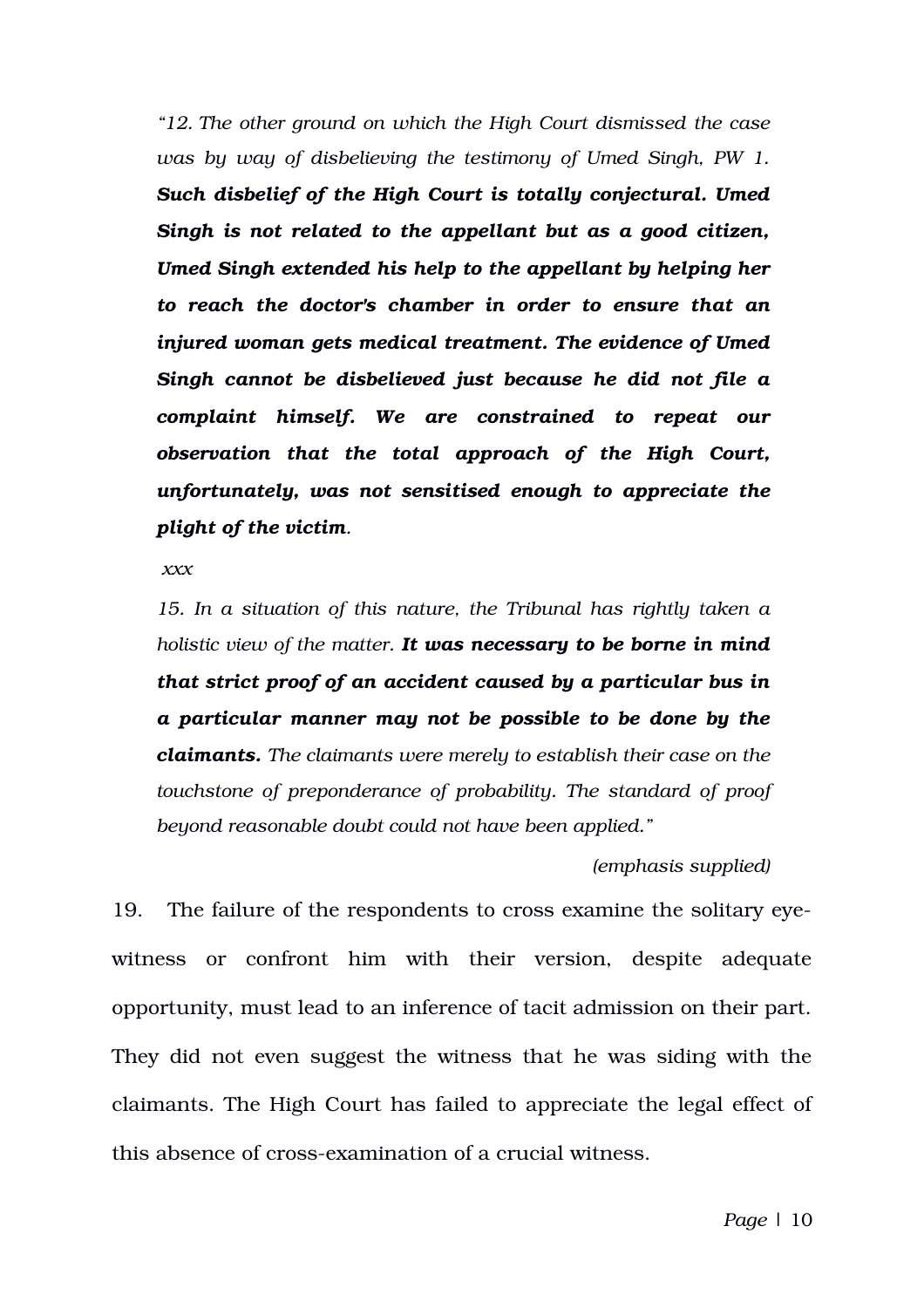*"12. The other ground on which the High Court dismissed the case was by way of disbelieving the testimony of Umed Singh, PW 1.* ***Such disbelief of the High Court is totally conjectural. Umed Singh is not related to the appellant but as a good citizen, Umed Singh extended his help to the appellant by helping her to reach the doctor's chamber in order to ensure that an injured woman gets medical treatment. The evidence of Umed Singh cannot be disbelieved just because he did not file a complaint himself. We are constrained to repeat our observation that the total approach of the High Court, unfortunately, was not sensitised enough to appreciate the plight of the victim****.*

*xxx*

*15. In a situation of this nature, the Tribunal has rightly taken a holistic view of the matter.* ***It was necessary to be borne in mind that strict proof of an accident caused by a particular bus in a particular manner may not be possible to be done by the claimants.*** *The claimants were merely to establish their case on the touchstone of preponderance of probability. The standard of proof beyond reasonable doubt could not have been applied."*

*(emphasis supplied)*

19. The failure of the respondents to cross examine the solitary eye-witness or confront him with their version, despite adequate opportunity, must lead to an inference of tacit admission on their part. They did not even suggest the witness that he was siding with the claimants. The High Court has failed to appreciate the legal effect of this absence of cross-examination of a crucial witness.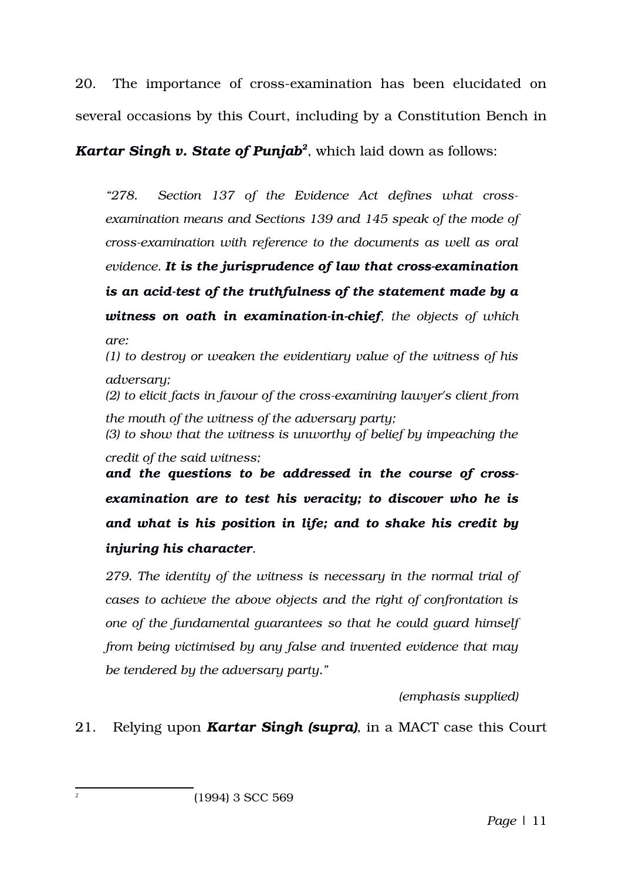20. The importance of cross-examination has been elucidated on several occasions by this Court, including by a Constitution Bench in ***Kartar Singh v. State of Punjab***[2], which laid down as follows:

> *"278. Section 137 of the Evidence Act defines what cross-examination means and Sections 139 and 145 speak of the mode of cross-examination with reference to the documents as well as oral evidence.* ***It is the jurisprudence of law that cross-examination is an acid-test of the truthfulness of the statement made by a witness on oath in examination-in-chief****, the objects of which are:*
>
> *(1) to destroy or weaken the evidentiary value of the witness of his adversary;*
>
> *(2) to elicit facts in favour of the cross-examining lawyer's client from the mouth of the witness of the adversary party;*
>
> *(3) to show that the witness is unworthy of belief by impeaching the credit of the said witness;*
>
> ***and the questions to be addressed in the course of cross-examination are to test his veracity; to discover who he is and what is his position in life; and to shake his credit by injuring his character****.*
>
> *279. The identity of the witness is necessary in the normal trial of cases to achieve the above objects and the right of confrontation is one of the fundamental guarantees so that he could guard himself from being victimised by any false and invented evidence that may be tendered by the adversary party."*
>
> (emphasis supplied)

21. Relying upon ***Kartar Singh (supra)***, in a MACT case this Court

---

[2] (1994) 3 SCC 569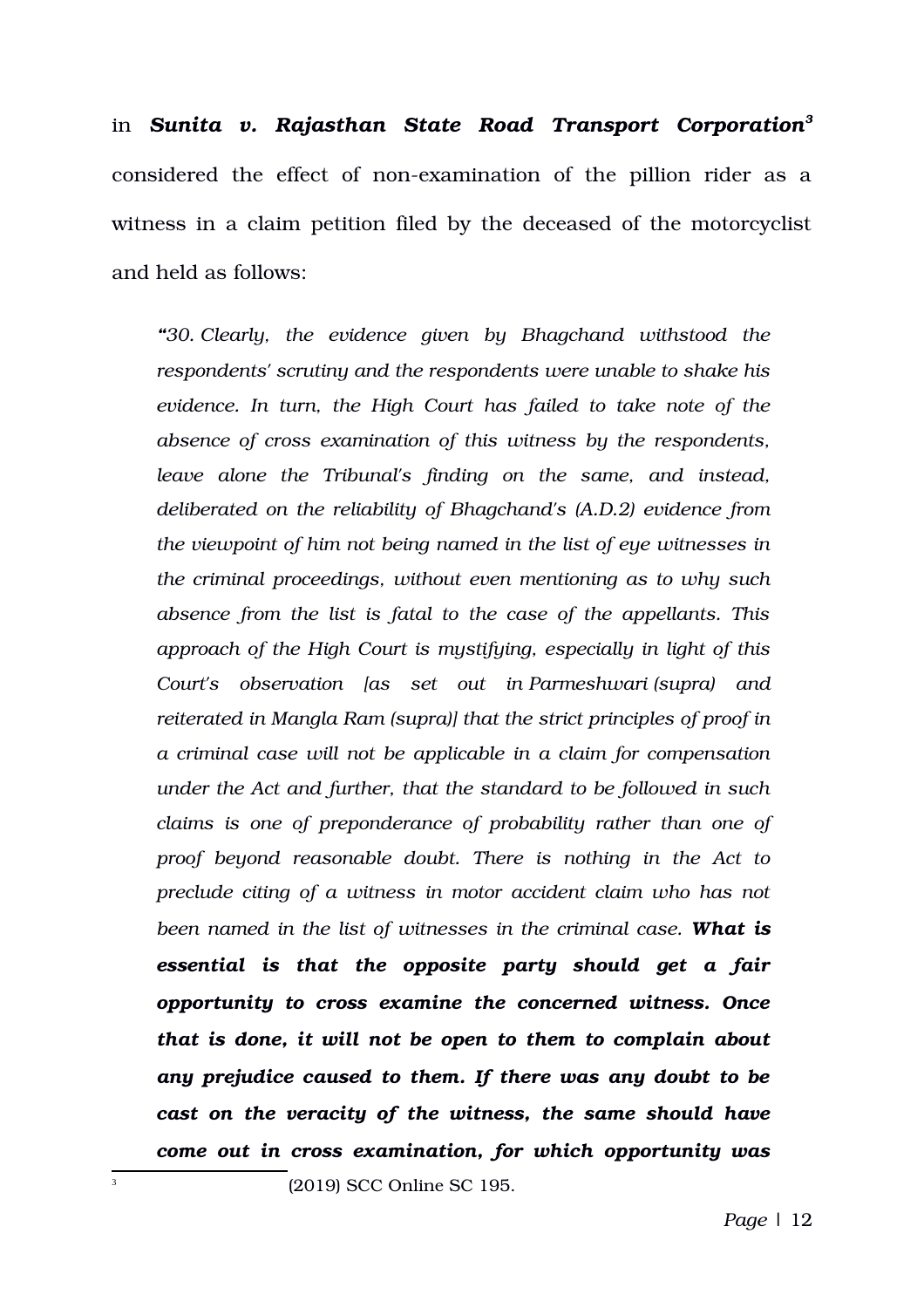in ***Sunita v. Rajasthan State Road Transport Corporation***[3] considered the effect of non-examination of the pillion rider as a witness in a claim petition filed by the deceased of the motorcyclist and held as follows:

> *"30. Clearly, the evidence given by Bhagchand withstood the respondents' scrutiny and the respondents were unable to shake his evidence. In turn, the High Court has failed to take note of the absence of cross examination of this witness by the respondents, leave alone the Tribunal's finding on the same, and instead, deliberated on the reliability of Bhagchand's (A.D.2) evidence from the viewpoint of him not being named in the list of eye witnesses in the criminal proceedings, without even mentioning as to why such absence from the list is fatal to the case of the appellants. This approach of the High Court is mystifying, especially in light of this Court's observation [as set out in Parmeshwari (supra) and reiterated in Mangla Ram (supra)] that the strict principles of proof in a criminal case will not be applicable in a claim for compensation under the Act and further, that the standard to be followed in such claims is one of preponderance of probability rather than one of proof beyond reasonable doubt. There is nothing in the Act to preclude citing of a witness in motor accident claim who has not been named in the list of witnesses in the criminal case.* ***What is essential is that the opposite party should get a fair opportunity to cross examine the concerned witness. Once that is done, it will not be open to them to complain about any prejudice caused to them. If there was any doubt to be cast on the veracity of the witness, the same should have come out in cross examination, for which opportunity was***

[3] (2019) SCC Online SC 195.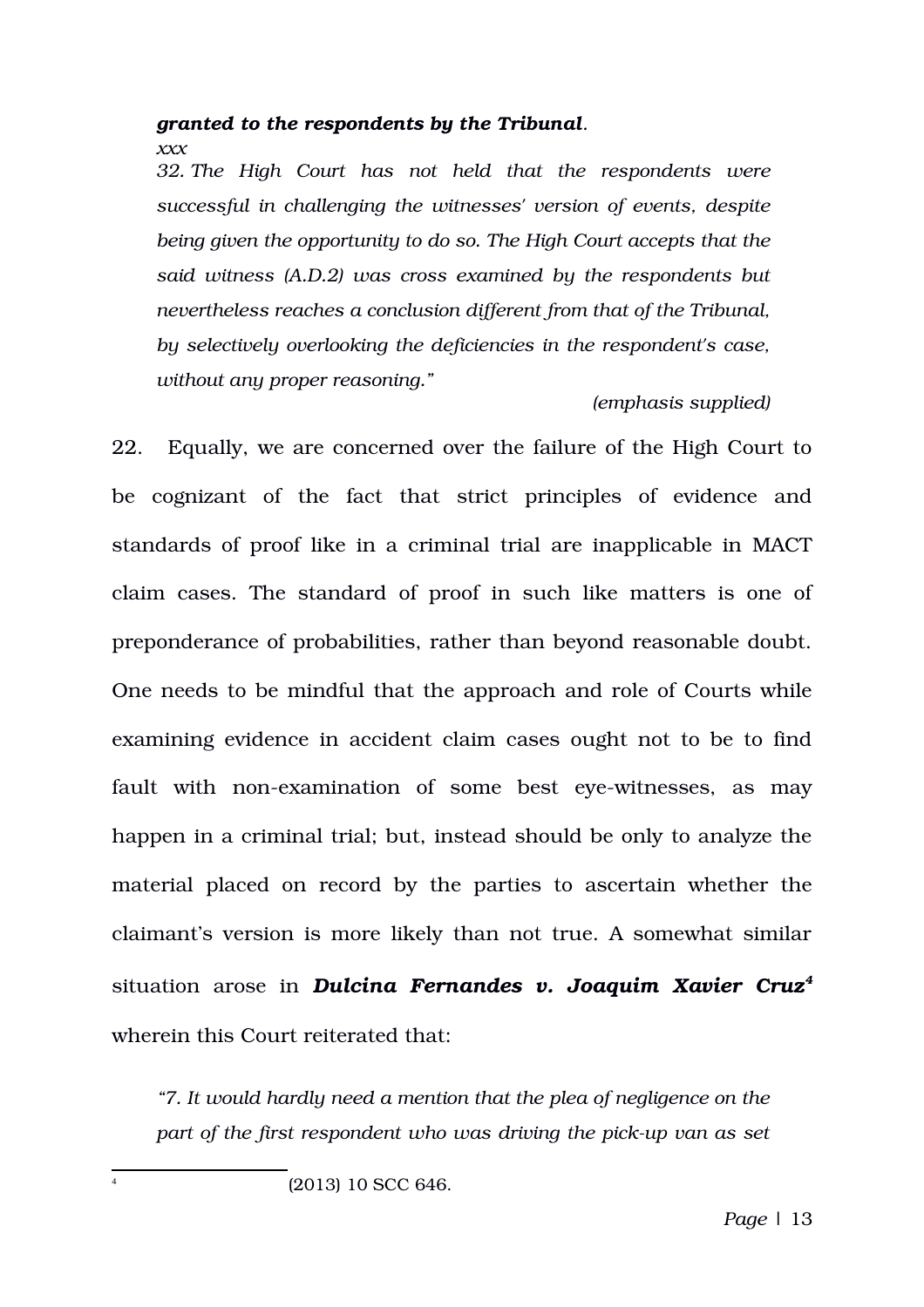***granted to the respondents by the Tribunal.***

*xxx*

*32. The High Court has not held that the respondents were successful in challenging the witnesses' version of events, despite being given the opportunity to do so. The High Court accepts that the said witness (A.D.2) was cross examined by the respondents but nevertheless reaches a conclusion different from that of the Tribunal, by selectively overlooking the deficiencies in the respondent's case, without any proper reasoning."*

*(emphasis supplied)*

22. Equally, we are concerned over the failure of the High Court to be cognizant of the fact that strict principles of evidence and standards of proof like in a criminal trial are inapplicable in MACT claim cases. The standard of proof in such like matters is one of preponderance of probabilities, rather than beyond reasonable doubt. One needs to be mindful that the approach and role of Courts while examining evidence in accident claim cases ought not to be to find fault with non-examination of some best eye-witnesses, as may happen in a criminal trial; but, instead should be only to analyze the material placed on record by the parties to ascertain whether the claimant's version is more likely than not true. A somewhat similar situation arose in ***Dulcina Fernandes v. Joaquim Xavier Cruz***[4] wherein this Court reiterated that:

*"7. It would hardly need a mention that the plea of negligence on the part of the first respondent who was driving the pick-up van as set*

---

[4] (2013) 10 SCC 646.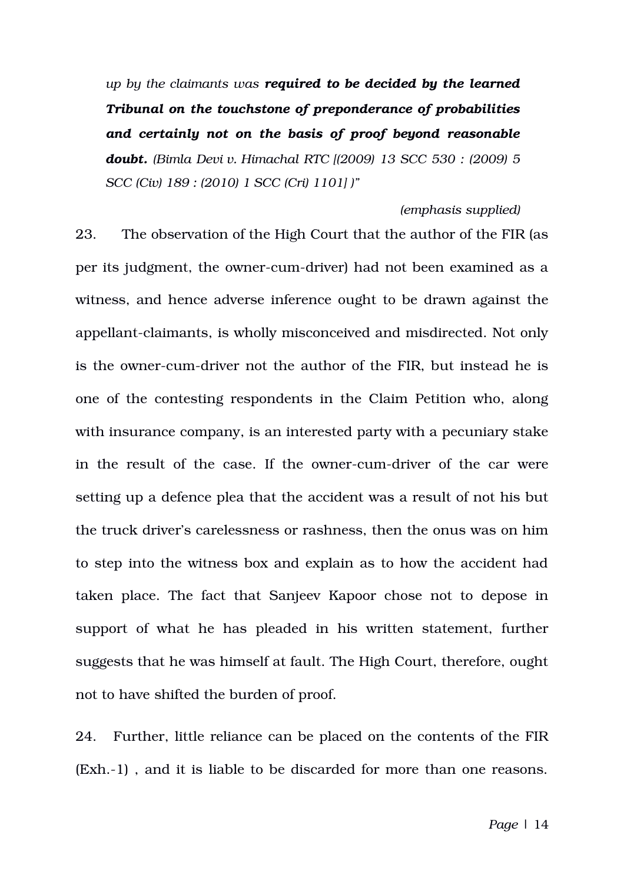*up by the claimants was **required to be decided by the learned Tribunal on the touchstone of preponderance of probabilities and certainly not on the basis of proof beyond reasonable doubt.** (Bimla Devi v. Himachal RTC [(2009) 13 SCC 530 : (2009) 5 SCC (Civ) 189 : (2010) 1 SCC (Cri) 1101] )"*

*(emphasis supplied)*

23. The observation of the High Court that the author of the FIR (as per its judgment, the owner-cum-driver) had not been examined as a witness, and hence adverse inference ought to be drawn against the appellant-claimants, is wholly misconceived and misdirected. Not only is the owner-cum-driver not the author of the FIR, but instead he is one of the contesting respondents in the Claim Petition who, along with insurance company, is an interested party with a pecuniary stake in the result of the case. If the owner-cum-driver of the car were setting up a defence plea that the accident was a result of not his but the truck driver's carelessness or rashness, then the onus was on him to step into the witness box and explain as to how the accident had taken place. The fact that Sanjeev Kapoor chose not to depose in support of what he has pleaded in his written statement, further suggests that he was himself at fault. The High Court, therefore, ought not to have shifted the burden of proof.

24. Further, little reliance can be placed on the contents of the FIR (Exh.-1) , and it is liable to be discarded for more than one reasons.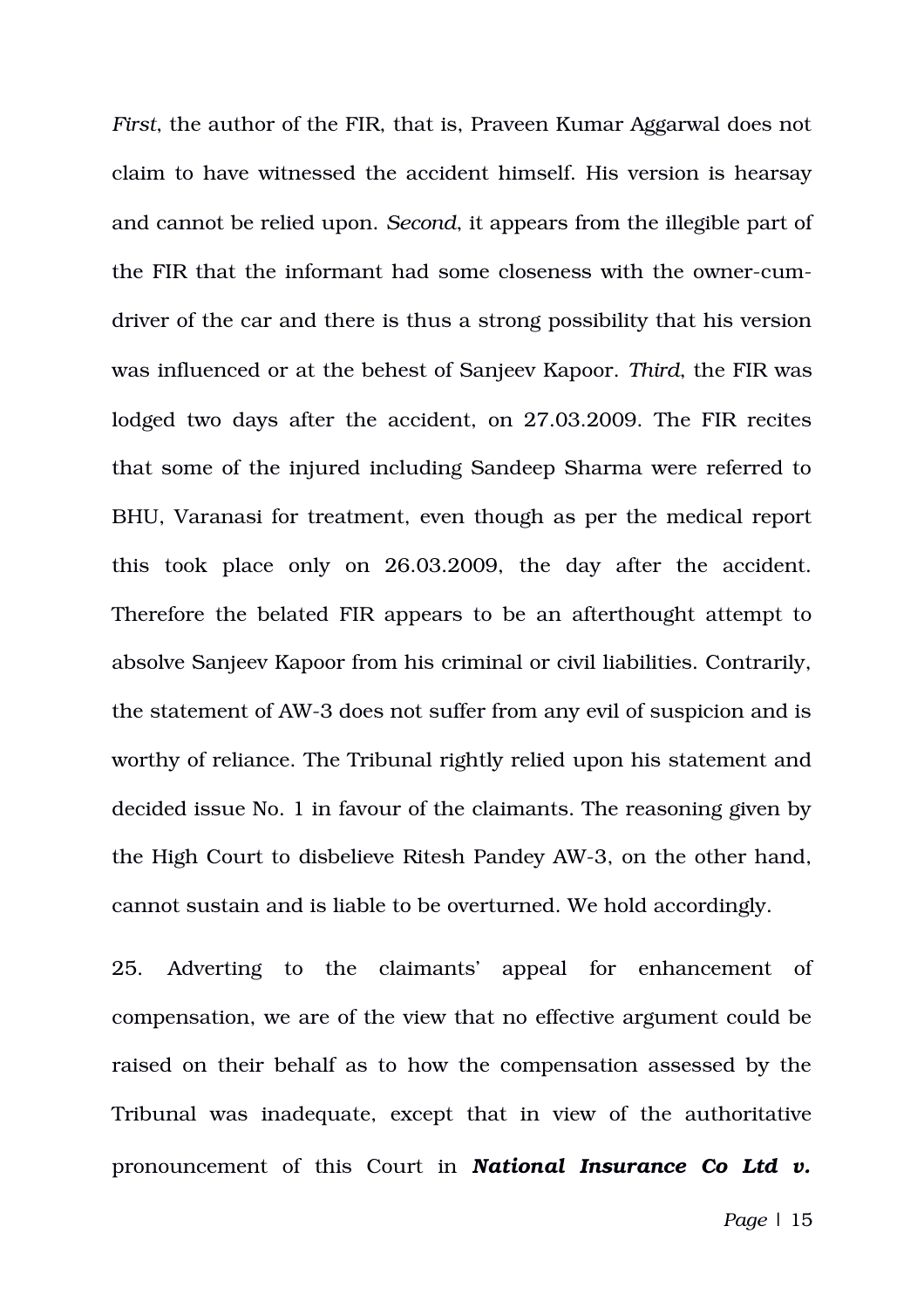*First*, the author of the FIR, that is, Praveen Kumar Aggarwal does not claim to have witnessed the accident himself. His version is hearsay and cannot be relied upon. *Second*, it appears from the illegible part of the FIR that the informant had some closeness with the owner-cum-driver of the car and there is thus a strong possibility that his version was influenced or at the behest of Sanjeev Kapoor. *Third*, the FIR was lodged two days after the accident, on 27.03.2009. The FIR recites that some of the injured including Sandeep Sharma were referred to BHU, Varanasi for treatment, even though as per the medical report this took place only on 26.03.2009, the day after the accident. Therefore the belated FIR appears to be an afterthought attempt to absolve Sanjeev Kapoor from his criminal or civil liabilities. Contrarily, the statement of AW-3 does not suffer from any evil of suspicion and is worthy of reliance. The Tribunal rightly relied upon his statement and decided issue No. 1 in favour of the claimants. The reasoning given by the High Court to disbelieve Ritesh Pandey AW-3, on the other hand, cannot sustain and is liable to be overturned. We hold accordingly.

25. Adverting to the claimants' appeal for enhancement of compensation, we are of the view that no effective argument could be raised on their behalf as to how the compensation assessed by the Tribunal was inadequate, except that in view of the authoritative pronouncement of this Court in ***National Insurance Co Ltd v.***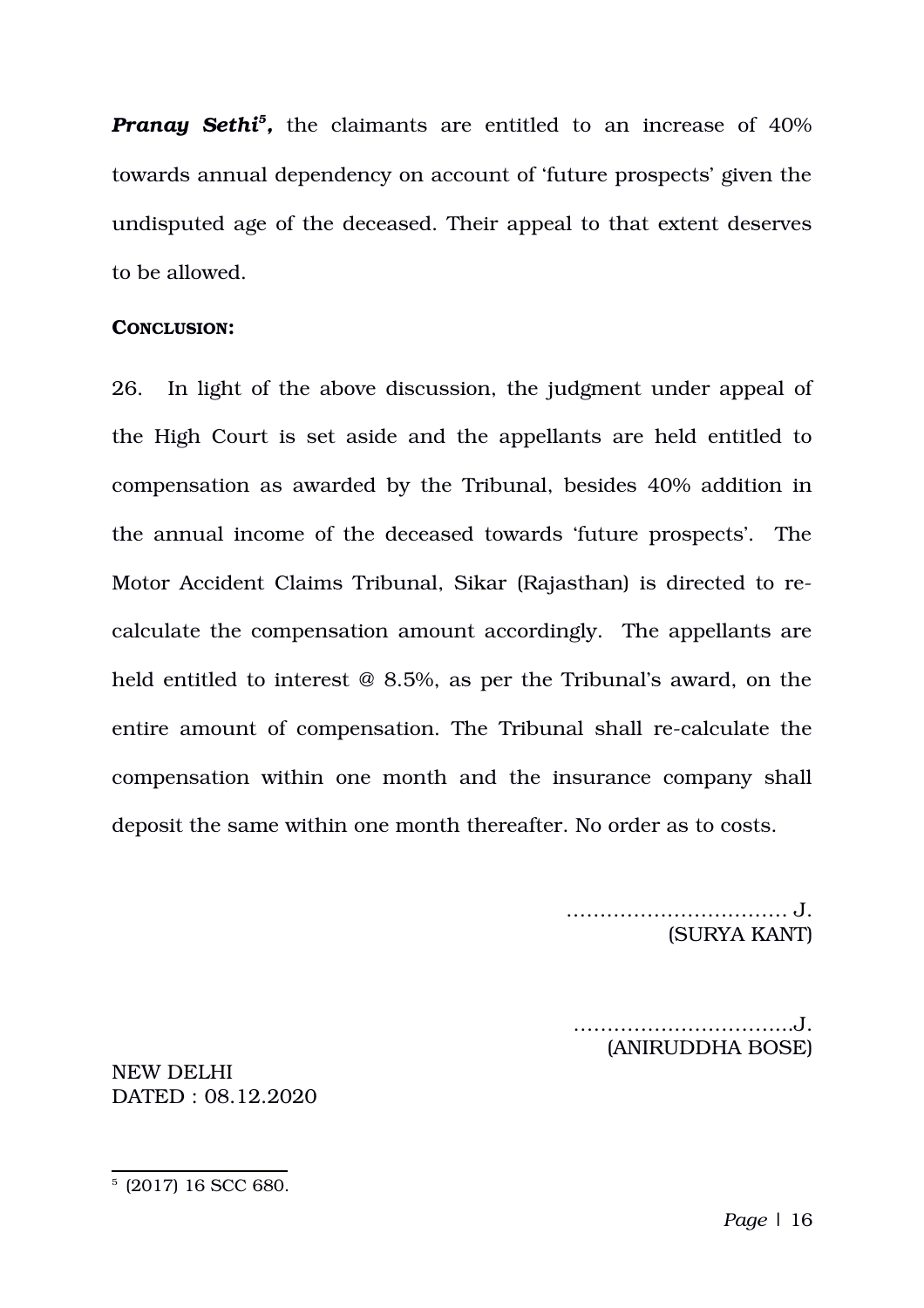***Pranay Sethi***[5]**,** the claimants are entitled to an increase of 40% towards annual dependency on account of 'future prospects' given the undisputed age of the deceased. Their appeal to that extent deserves to be allowed.

**CONCLUSION:**

26. In light of the above discussion, the judgment under appeal of the High Court is set aside and the appellants are held entitled to compensation as awarded by the Tribunal, besides 40% addition in the annual income of the deceased towards 'future prospects'. The Motor Accident Claims Tribunal, Sikar (Rajasthan) is directed to re-calculate the compensation amount accordingly. The appellants are held entitled to interest @ 8.5%, as per the Tribunal's award, on the entire amount of compensation. The Tribunal shall re-calculate the compensation within one month and the insurance company shall deposit the same within one month thereafter. No order as to costs.

……………………………. J.
(SURYA KANT)

…………………………….J.
(ANIRUDDHA BOSE)

NEW DELHI
DATED : 08.12.2020

---

[5] (2017) 16 SCC 680.